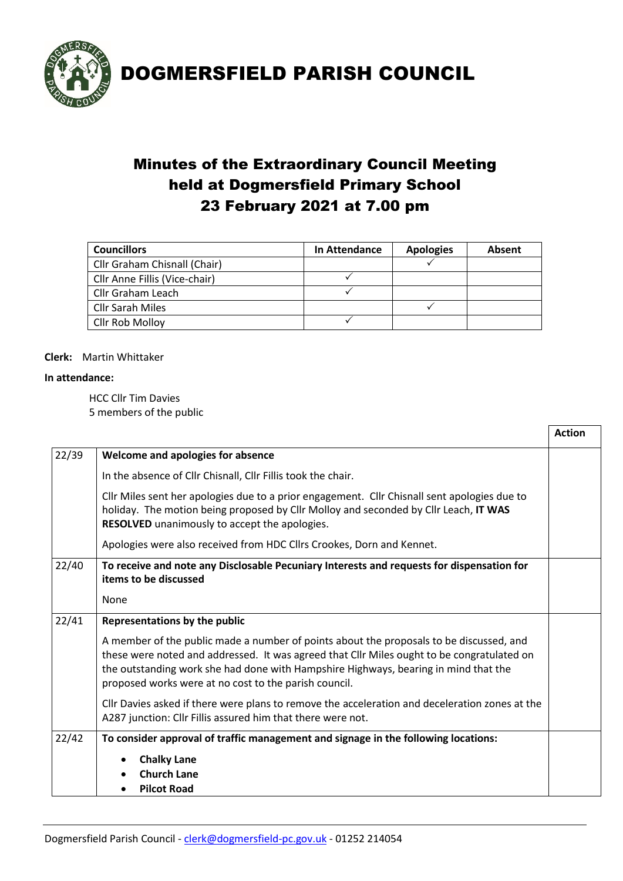# DOGMERSFIELD PARISH COUNCIL

## Minutes of the Extraordinary Council Meeting held at Dogmersfield Primary School 23 February 2021 at 7.00 pm

| Councillors | In Attendance | Apologies | Absent |
|---|---|---|---|
| Cllr Graham Chisnall (Chair) | | ✓ | |
| Cllr Anne Fillis (Vice-chair) | ✓ | | |
| Cllr Graham Leach | ✓ | | |
| Cllr Sarah Miles | | ✓ | |
| Cllr Rob Molloy | ✓ | | |

**Clerk:** Martin Whittaker

**In attendance:**

HCC Cllr Tim Davies
5 members of the public

| | | Action |
|---|---|---|
| 22/39 | **Welcome and apologies for absence**<br><br>In the absence of Cllr Chisnall, Cllr Fillis took the chair.<br><br>Cllr Miles sent her apologies due to a prior engagement. Cllr Chisnall sent apologies due to holiday. The motion being proposed by Cllr Molloy and seconded by Cllr Leach, **IT WAS RESOLVED** unanimously to accept the apologies.<br><br>Apologies were also received from HDC Cllrs Crookes, Dorn and Kennet. | |
| 22/40 | **To receive and note any Disclosable Pecuniary Interests and requests for dispensation for items to be discussed**<br><br>None | |
| 22/41 | **Representations by the public**<br><br>A member of the public made a number of points about the proposals to be discussed, and these were noted and addressed. It was agreed that Cllr Miles ought to be congratulated on the outstanding work she had done with Hampshire Highways, bearing in mind that the proposed works were at no cost to the parish council.<br><br>Cllr Davies asked if there were plans to remove the acceleration and deceleration zones at the A287 junction: Cllr Fillis assured him that there were not. | |
| 22/42 | **To consider approval of traffic management and signage in the following locations:**<br><br>• **Chalky Lane**<br>• **Church Lane**<br>• **Pilcot Road** | |

Dogmersfield Parish Council - clerk@dogmersfield-pc.gov.uk - 01252 214054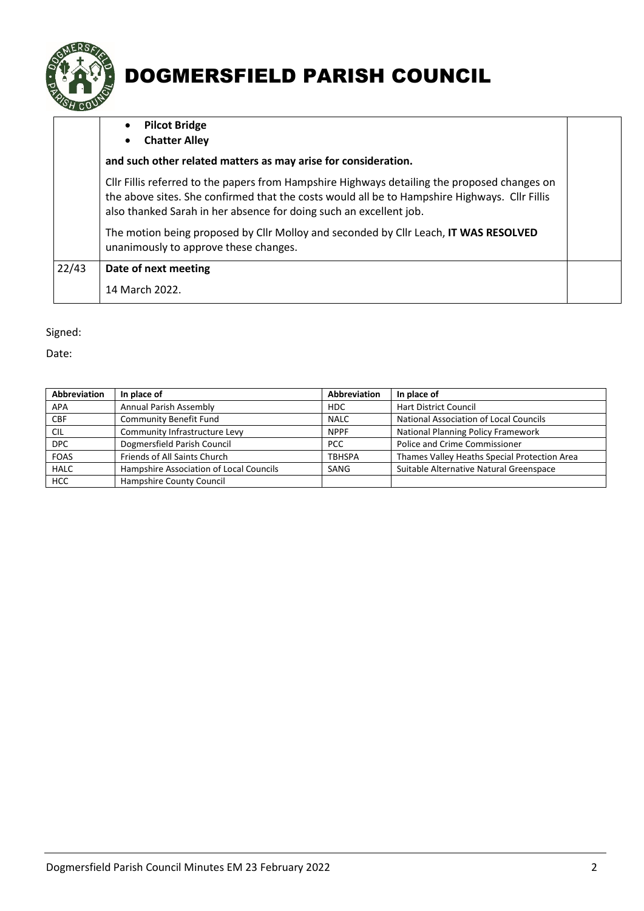| | | |
|---|---|---|
| | • **Pilcot Bridge**<br>• **Chatter Alley**<br><br>**and such other related matters as may arise for consideration.**<br><br>Cllr Fillis referred to the papers from Hampshire Highways detailing the proposed changes on the above sites. She confirmed that the costs would all be to Hampshire Highways. Cllr Fillis also thanked Sarah in her absence for doing such an excellent job.<br><br>The motion being proposed by Cllr Molloy and seconded by Cllr Leach, **IT WAS RESOLVED** unanimously to approve these changes. | |
| 22/43 | **Date of next meeting**<br><br>14 March 2022. | |

Signed:

Date:

| Abbreviation | In place of | Abbreviation | In place of |
|---|---|---|---|
| APA | Annual Parish Assembly | HDC | Hart District Council |
| CBF | Community Benefit Fund | NALC | National Association of Local Councils |
| CIL | Community Infrastructure Levy | NPPF | National Planning Policy Framework |
| DPC | Dogmersfield Parish Council | PCC | Police and Crime Commissioner |
| FOAS | Friends of All Saints Church | TBHSPA | Thames Valley Heaths Special Protection Area |
| HALC | Hampshire Association of Local Councils | SANG | Suitable Alternative Natural Greenspace |
| HCC | Hampshire County Council | | |